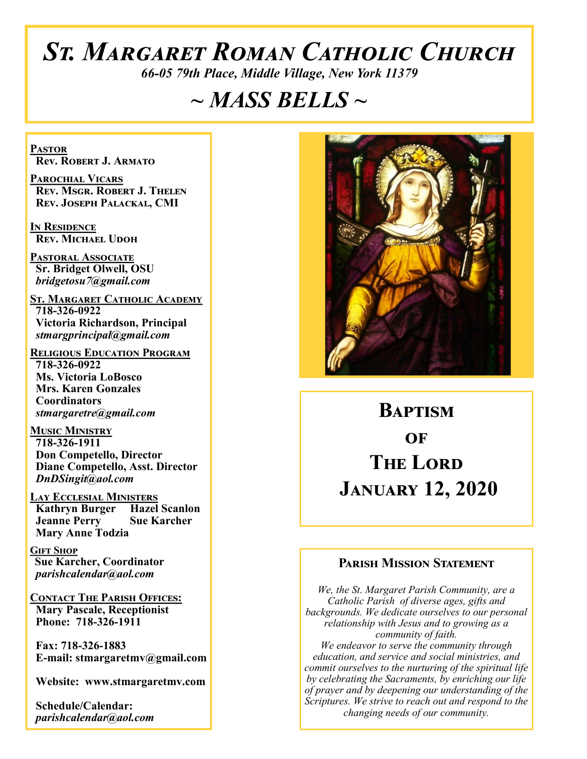# St. Margaret Roman Catholic Church

*66-05 79th Place, Middle Village, New York 11379*

## ~ MASS BELLS ~

**Pastor**
**Rev. Robert J. Armato**

**Parochial Vicars**
**Rev. Msgr. Robert J. Thelen**
**Rev. Joseph Palackal, CMI**

**In Residence**
**Rev. Michael Udoh**

**Pastoral Associate**
**Sr. Bridget Olwell, OSU**
***bridgetosu7@gmail.com***

**St. Margaret Catholic Academy**
**718-326-0922**
**Victoria Richardson, Principal**
***stmargprincipal@gmail.com***

**Religious Education Program**
**718-326-0922**
**Ms. Victoria LoBosco**
**Mrs. Karen Gonzales**
**Coordinators**
***stmargaretre@gmail.com***

**Music Ministry**
**718-326-1911**
**Don Competello, Director**
**Diane Competello, Asst. Director**
***DnDSingit@aol.com***

**Lay Ecclesial Ministers**
**Kathryn Burger**
**Hazel Scanlon**
**Jeanne Perry**
**Sue Karcher**
**Mary Anne Todzia**

**Gift Shop**
**Sue Karcher, Coordinator**
***parishcalendar@aol.com***

**Contact The Parish Offices:**
**Mary Pascale, Receptionist**
**Phone: 718-326-1911**

**Fax: 718-326-1883**
**E-mail: stmargaretmv@gmail.com**

**Website: www.stmargaretmv.com**

**Schedule/Calendar:**
***parishcalendar@aol.com***

## Baptism of The Lord
## January 12, 2020

### Parish Mission Statement

*We, the St. Margaret Parish Community, are a Catholic Parish of diverse ages, gifts and backgrounds. We dedicate ourselves to our personal relationship with Jesus and to growing as a community of faith.*
*We endeavor to serve the community through education, and service and social ministries, and commit ourselves to the nurturing of the spiritual life by celebrating the Sacraments, by enriching our life of prayer and by deepening our understanding of the Scriptures. We strive to reach out and respond to the changing needs of our community.*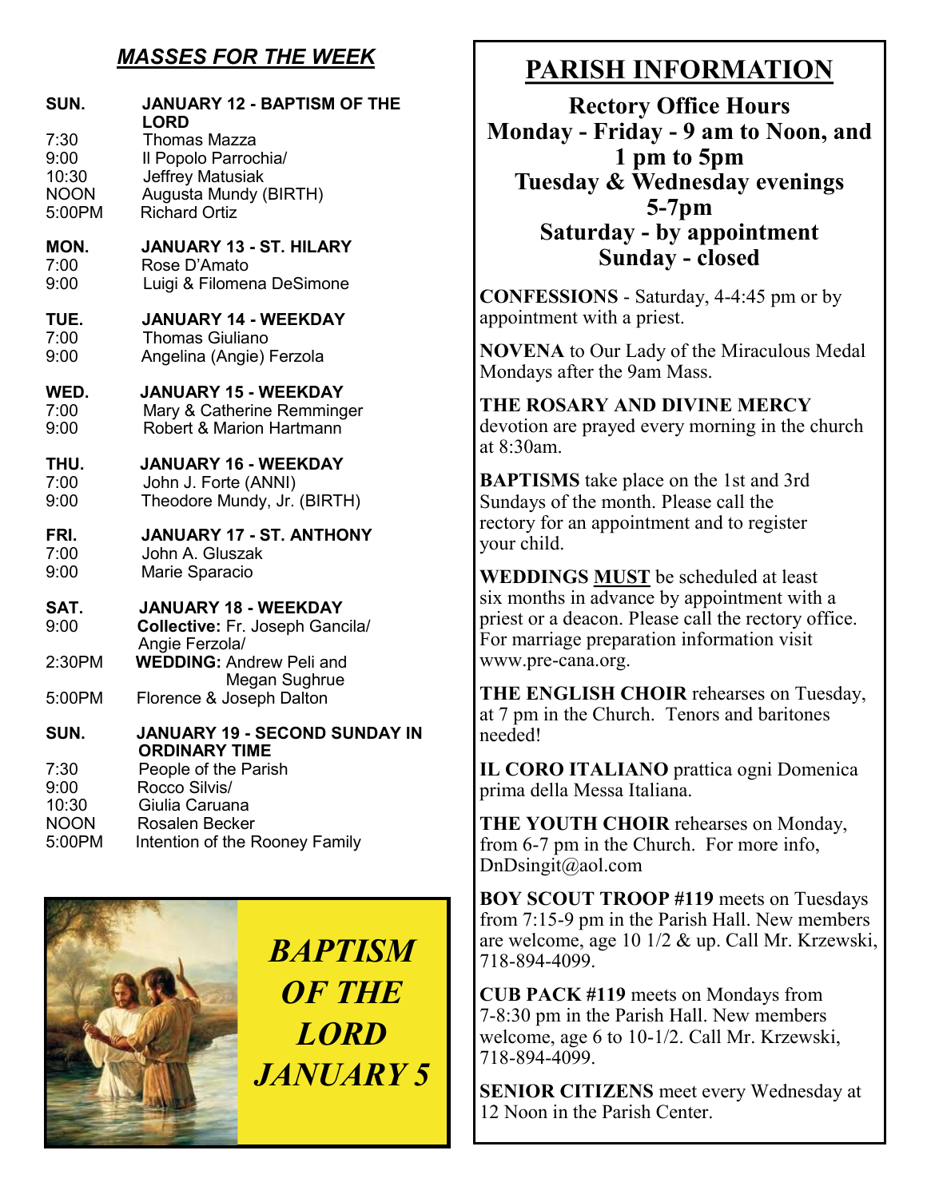## *MASSES FOR THE WEEK*

**SUN. — JANUARY 12 - BAPTISM OF THE LORD**

| | |
|---|---|
| 7:30 | Thomas Mazza |
| 9:00 | Il Popolo Parrochia/ |
| 10:30 | Jeffrey Matusiak |
| NOON | Augusta Mundy (BIRTH) |
| 5:00PM | Richard Ortiz |

**MON. — JANUARY 13 - ST. HILARY**

| | |
|---|---|
| 7:00 | Rose D'Amato |
| 9:00 | Luigi & Filomena DeSimone |

**TUE. — JANUARY 14 - WEEKDAY**

| | |
|---|---|
| 7:00 | Thomas Giuliano |
| 9:00 | Angelina (Angie) Ferzola |

**WED. — JANUARY 15 - WEEKDAY**

| | |
|---|---|
| 7:00 | Mary & Catherine Remminger |
| 9:00 | Robert & Marion Hartmann |

**THU. — JANUARY 16 - WEEKDAY**

| | |
|---|---|
| 7:00 | John J. Forte (ANNI) |
| 9:00 | Theodore Mundy, Jr. (BIRTH) |

**FRI. — JANUARY 17 - ST. ANTHONY**

| | |
|---|---|
| 7:00 | John A. Gluszak |
| 9:00 | Marie Sparacio |

**SAT. — JANUARY 18 - WEEKDAY**

| | |
|---|---|
| 9:00 | **Collective:** Fr. Joseph Gancila/ Angie Ferzola/ |
| 2:30PM | **WEDDING:** Andrew Peli and Megan Sughrue |
| 5:00PM | Florence & Joseph Dalton |

**SUN. — JANUARY 19 - SECOND SUNDAY IN ORDINARY TIME**

| | |
|---|---|
| 7:30 | People of the Parish |
| 9:00 | Rocco Silvis/ |
| 10:30 | Giulia Caruana |
| NOON | Rosalen Becker |
| 5:00PM | Intention of the Rooney Family |

***BAPTISM OF THE LORD JANUARY 5***

# PARISH INFORMATION

**Rectory Office Hours**
**Monday - Friday - 9 am to Noon, and 1 pm to 5pm**
**Tuesday & Wednesday evenings 5-7pm**
**Saturday - by appointment**
**Sunday - closed**

**CONFESSIONS** - Saturday, 4-4:45 pm or by appointment with a priest.

**NOVENA** to Our Lady of the Miraculous Medal Mondays after the 9am Mass.

**THE ROSARY AND DIVINE MERCY** devotion are prayed every morning in the church at 8:30am.

**BAPTISMS** take place on the 1st and 3rd Sundays of the month. Please call the rectory for an appointment and to register your child.

**WEDDINGS <u>MUST</u>** be scheduled at least six months in advance by appointment with a priest or a deacon. Please call the rectory office. For marriage preparation information visit www.pre-cana.org.

**THE ENGLISH CHOIR** rehearses on Tuesday, at 7 pm in the Church. Tenors and baritones needed!

**IL CORO ITALIANO** prattica ogni Domenica prima della Messa Italiana.

**THE YOUTH CHOIR** rehearses on Monday, from 6-7 pm in the Church. For more info, DnDsingit@aol.com

**BOY SCOUT TROOP #119** meets on Tuesdays from 7:15-9 pm in the Parish Hall. New members are welcome, age 10 1/2 & up. Call Mr. Krzewski, 718-894-4099.

**CUB PACK #119** meets on Mondays from 7-8:30 pm in the Parish Hall. New members welcome, age 6 to 10-1/2. Call Mr. Krzewski, 718-894-4099.

**SENIOR CITIZENS** meet every Wednesday at 12 Noon in the Parish Center.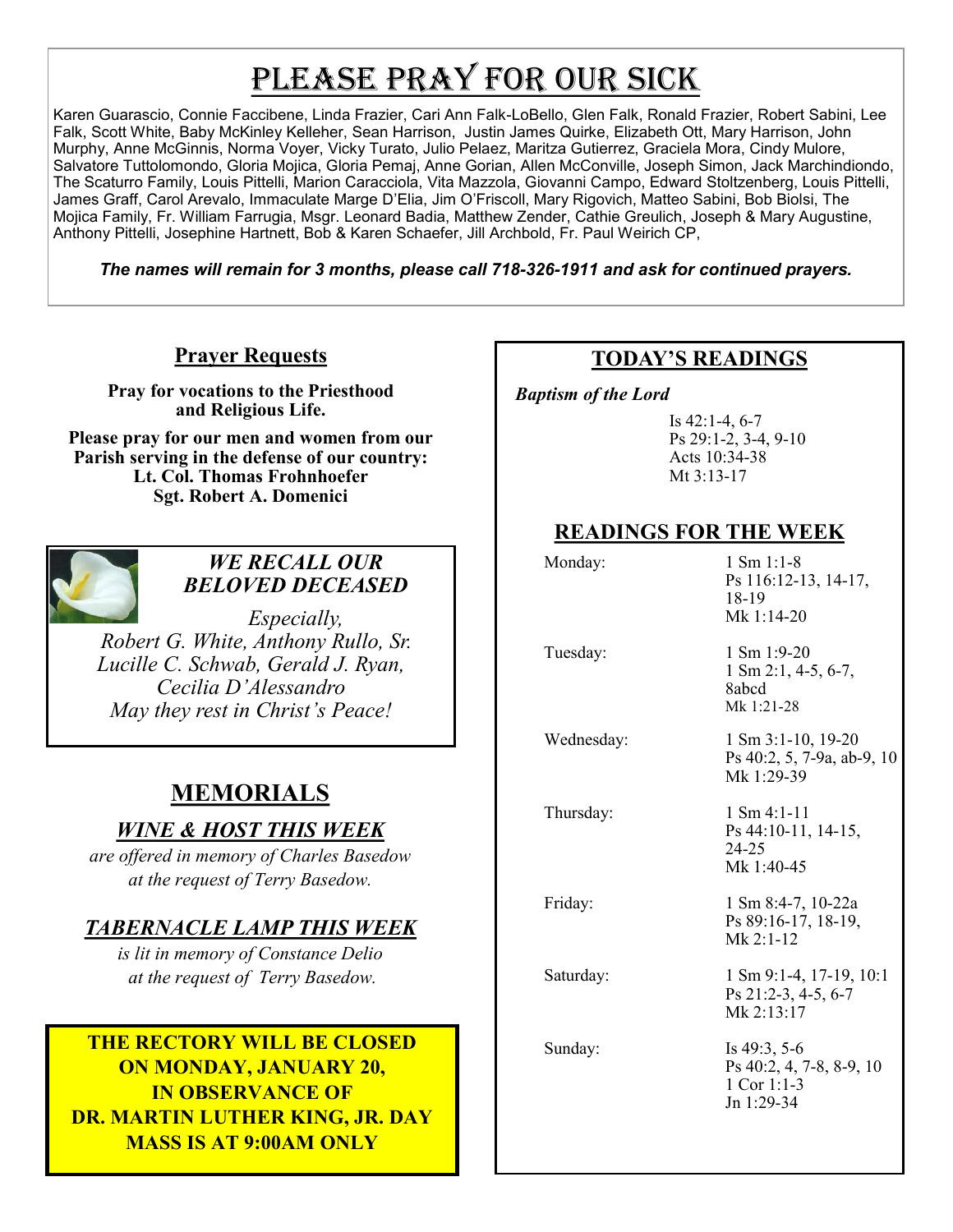# PLEASE PRAY FOR OUR SICK

Karen Guarascio, Connie Faccibene, Linda Frazier, Cari Ann Falk-LoBello, Glen Falk, Ronald Frazier, Robert Sabini, Lee Falk, Scott White, Baby McKinley Kelleher, Sean Harrison, Justin James Quirke, Elizabeth Ott, Mary Harrison, John Murphy, Anne McGinnis, Norma Voyer, Vicky Turato, Julio Pelaez, Maritza Gutierrez, Graciela Mora, Cindy Mulore, Salvatore Tuttolomondo, Gloria Mojica, Gloria Pemaj, Anne Gorian, Allen McConville, Joseph Simon, Jack Marchindiondo, The Scaturro Family, Louis Pittelli, Marion Caracciola, Vita Mazzola, Giovanni Campo, Edward Stoltzenberg, Louis Pittelli, James Graff, Carol Arevalo, Immaculate Marge D'Elia, Jim O'Friscoll, Mary Rigovich, Matteo Sabini, Bob Biolsi, The Mojica Family, Fr. William Farrugia, Msgr. Leonard Badia, Matthew Zender, Cathie Greulich, Joseph & Mary Augustine, Anthony Pittelli, Josephine Hartnett, Bob & Karen Schaefer, Jill Archbold, Fr. Paul Weirich CP,

***The names will remain for 3 months, please call 718-326-1911 and ask for continued prayers.***

## Prayer Requests

**Pray for vocations to the Priesthood and Religious Life.**

**Please pray for our men and women from our Parish serving in the defense of our country:**
**Lt. Col. Thomas Frohnhoefer**
**Sgt. Robert A. Domenici**

### *WE RECALL OUR BELOVED DECEASED*

*Especially,*
*Robert G. White, Anthony Rullo, Sr.*
*Lucille C. Schwab, Gerald J. Ryan,*
*Cecilia D'Alessandro*
*May they rest in Christ's Peace!*

## MEMORIALS

### *WINE & HOST THIS WEEK*

*are offered in memory of Charles Basedow at the request of Terry Basedow.*

### *TABERNACLE LAMP THIS WEEK*

*is lit in memory of Constance Delio at the request of Terry Basedow.*

**THE RECTORY WILL BE CLOSED ON MONDAY, JANUARY 20, IN OBSERVANCE OF DR. MARTIN LUTHER KING, JR. DAY**
**MASS IS AT 9:00AM ONLY**

## TODAY'S READINGS

***Baptism of the Lord***

Is 42:1-4, 6-7
Ps 29:1-2, 3-4, 9-10
Acts 10:34-38
Mt 3:13-17

## READINGS FOR THE WEEK

| Day | Readings |
|---|---|
| Monday: | 1 Sm 1:1-8<br>Ps 116:12-13, 14-17, 18-19<br>Mk 1:14-20 |
| Tuesday: | 1 Sm 1:9-20<br>1 Sm 2:1, 4-5, 6-7, 8abcd<br>Mk 1:21-28 |
| Wednesday: | 1 Sm 3:1-10, 19-20<br>Ps 40:2, 5, 7-9a, ab-9, 10<br>Mk 1:29-39 |
| Thursday: | 1 Sm 4:1-11<br>Ps 44:10-11, 14-15, 24-25<br>Mk 1:40-45 |
| Friday: | 1 Sm 8:4-7, 10-22a<br>Ps 89:16-17, 18-19,<br>Mk 2:1-12 |
| Saturday: | 1 Sm 9:1-4, 17-19, 10:1<br>Ps 21:2-3, 4-5, 6-7<br>Mk 2:13:17 |
| Sunday: | Is 49:3, 5-6<br>Ps 40:2, 4, 7-8, 8-9, 10<br>1 Cor 1:1-3<br>Jn 1:29-34 |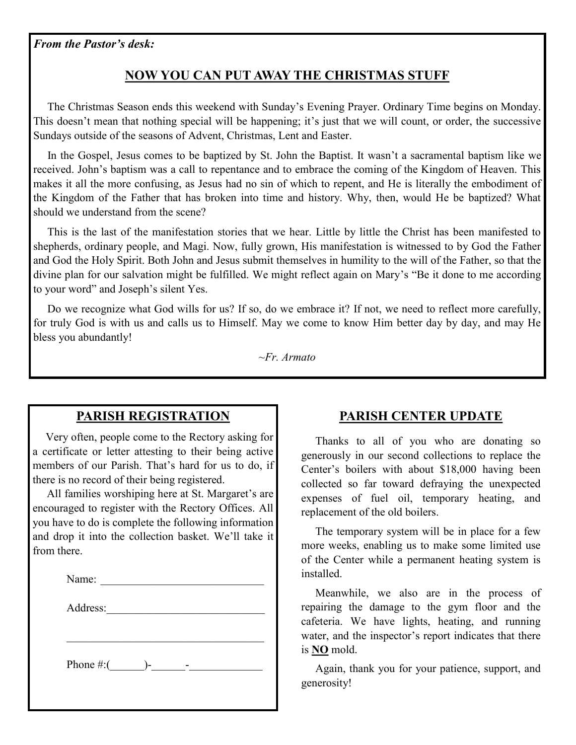*From the Pastor's desk:*

## NOW YOU CAN PUT AWAY THE CHRISTMAS STUFF

The Christmas Season ends this weekend with Sunday's Evening Prayer. Ordinary Time begins on Monday. This doesn't mean that nothing special will be happening; it's just that we will count, or order, the successive Sundays outside of the seasons of Advent, Christmas, Lent and Easter.

In the Gospel, Jesus comes to be baptized by St. John the Baptist. It wasn't a sacramental baptism like we received. John's baptism was a call to repentance and to embrace the coming of the Kingdom of Heaven. This makes it all the more confusing, as Jesus had no sin of which to repent, and He is literally the embodiment of the Kingdom of the Father that has broken into time and history. Why, then, would He be baptized? What should we understand from the scene?

This is the last of the manifestation stories that we hear. Little by little the Christ has been manifested to shepherds, ordinary people, and Magi. Now, fully grown, His manifestation is witnessed to by God the Father and God the Holy Spirit. Both John and Jesus submit themselves in humility to the will of the Father, so that the divine plan for our salvation might be fulfilled. We might reflect again on Mary's "Be it done to me according to your word" and Joseph's silent Yes.

Do we recognize what God wills for us? If so, do we embrace it? If not, we need to reflect more carefully, for truly God is with us and calls us to Himself. May we come to know Him better day by day, and may He bless you abundantly!

*~Fr. Armato*

## PARISH REGISTRATION

Very often, people come to the Rectory asking for a certificate or letter attesting to their being active members of our Parish. That's hard for us to do, if there is no record of their being registered.

All families worshiping here at St. Margaret's are encouraged to register with the Rectory Offices. All you have to do is complete the following information and drop it into the collection basket. We'll take it from there.

Name: ____________________________

Address:___________________________

___________________________________

Phone #:(______)-______-_____________

## PARISH CENTER UPDATE

Thanks to all of you who are donating so generously in our second collections to replace the Center's boilers with about $18,000 having been collected so far toward defraying the unexpected expenses of fuel oil, temporary heating, and replacement of the old boilers.

The temporary system will be in place for a few more weeks, enabling us to make some limited use of the Center while a permanent heating system is installed.

Meanwhile, we also are in the process of repairing the damage to the gym floor and the cafeteria. We have lights, heating, and running water, and the inspector's report indicates that there is **NO** mold.

Again, thank you for your patience, support, and generosity!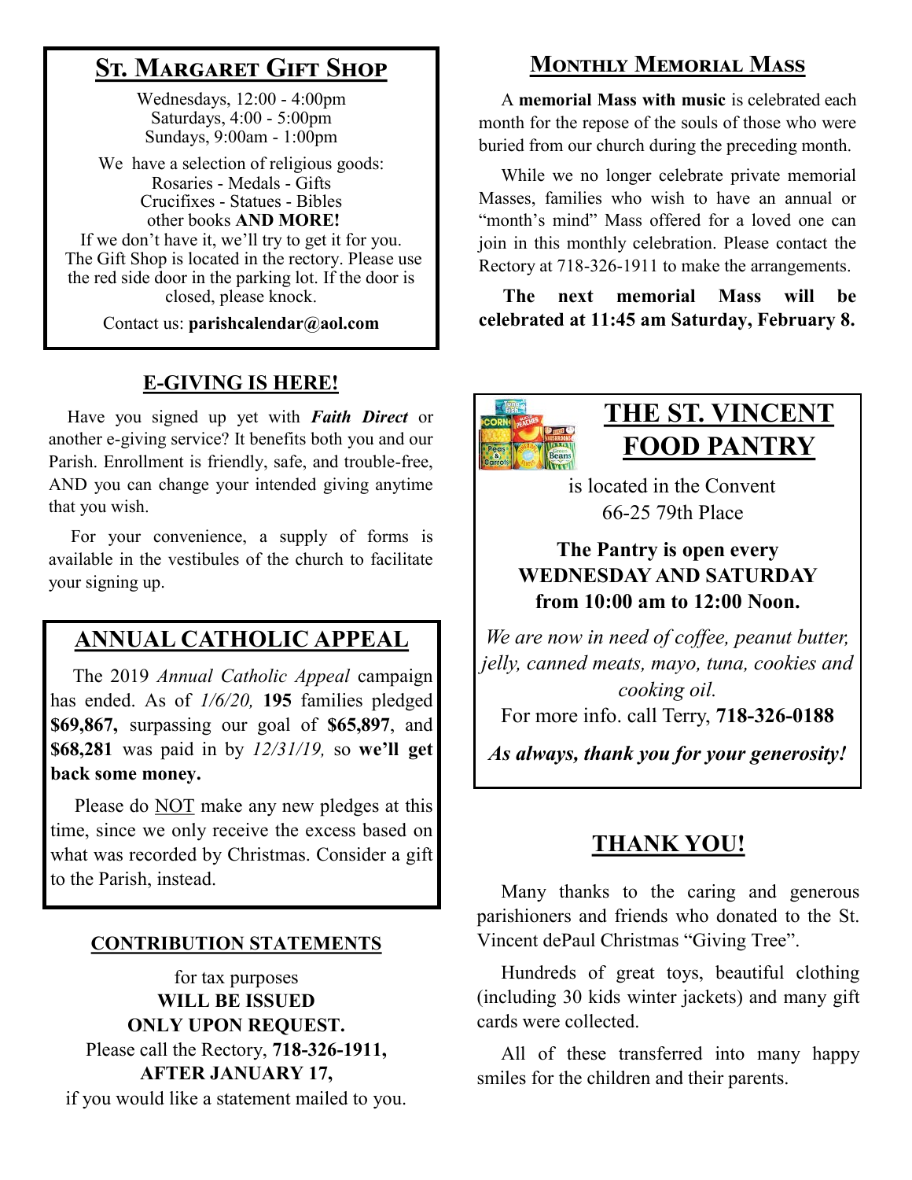## St. Margaret Gift Shop

Wednesdays, 12:00 - 4:00pm
Saturdays, 4:00 - 5:00pm
Sundays, 9:00am - 1:00pm

We have a selection of religious goods:
Rosaries - Medals - Gifts
Crucifixes - Statues - Bibles
other books **AND MORE!**
If we don't have it, we'll try to get it for you.
The Gift Shop is located in the rectory. Please use the red side door in the parking lot. If the door is closed, please knock.

Contact us: **parishcalendar@aol.com**

## E-GIVING IS HERE!

Have you signed up yet with ***Faith Direct*** or another e-giving service? It benefits both you and our Parish. Enrollment is friendly, safe, and trouble-free, AND you can change your intended giving anytime that you wish.

For your convenience, a supply of forms is available in the vestibules of the church to facilitate your signing up.

## ANNUAL CATHOLIC APPEAL

The 2019 *Annual Catholic Appeal* campaign has ended. As of *1/6/20,* **195** families pledged **$69,867,** surpassing our goal of **$65,897**, and **$68,281** was paid in by *12/31/19,* so **we'll get back some money.**

Please do NOT make any new pledges at this time, since we only receive the excess based on what was recorded by Christmas. Consider a gift to the Parish, instead.

## CONTRIBUTION STATEMENTS

for tax purposes
**WILL BE ISSUED ONLY UPON REQUEST.**
Please call the Rectory, **718-326-1911, AFTER JANUARY 17,**
if you would like a statement mailed to you.

## Monthly Memorial Mass

A **memorial Mass with music** is celebrated each month for the repose of the souls of those who were buried from our church during the preceding month.

While we no longer celebrate private memorial Masses, families who wish to have an annual or "month's mind" Mass offered for a loved one can join in this monthly celebration. Please contact the Rectory at 718-326-1911 to make the arrangements.

**The next memorial Mass will be celebrated at 11:45 am Saturday, February 8.**

## THE ST. VINCENT FOOD PANTRY

is located in the Convent
66-25 79th Place

**The Pantry is open every WEDNESDAY AND SATURDAY from 10:00 am to 12:00 Noon.**

*We are now in need of coffee, peanut butter, jelly, canned meats, mayo, tuna, cookies and cooking oil.*

For more info. call Terry, **718-326-0188**

***As always, thank you for your generosity!***

## THANK YOU!

Many thanks to the caring and generous parishioners and friends who donated to the St. Vincent dePaul Christmas "Giving Tree".

Hundreds of great toys, beautiful clothing (including 30 kids winter jackets) and many gift cards were collected.

All of these transferred into many happy smiles for the children and their parents.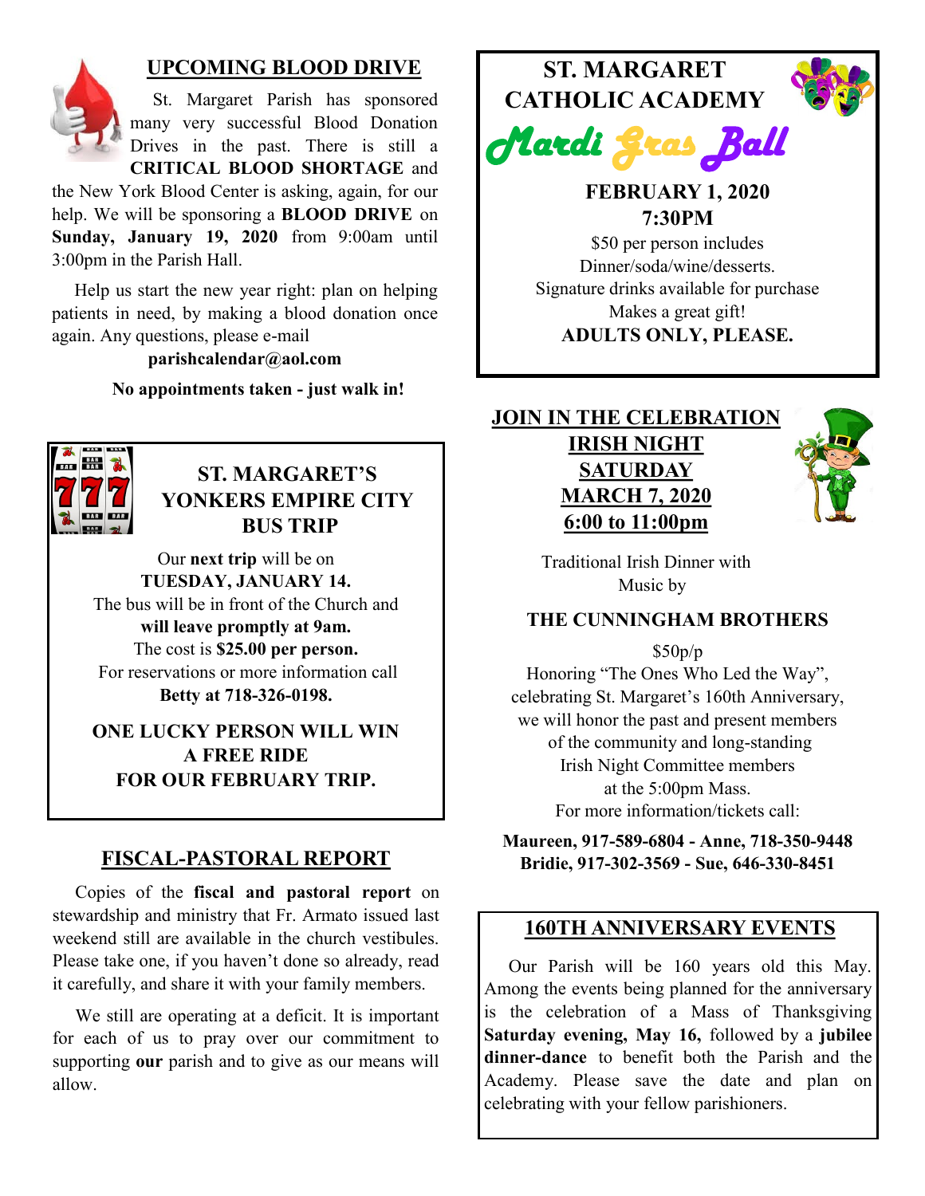## UPCOMING BLOOD DRIVE

St. Margaret Parish has sponsored many very successful Blood Donation Drives in the past. There is still a **CRITICAL BLOOD SHORTAGE** and the New York Blood Center is asking, again, for our help. We will be sponsoring a **BLOOD DRIVE** on **Sunday, January 19, 2020** from 9:00am until 3:00pm in the Parish Hall.

Help us start the new year right: plan on helping patients in need, by making a blood donation once again. Any questions, please e-mail

**parishcalendar@aol.com**

**No appointments taken - just walk in!**

## ST. MARGARET'S YONKERS EMPIRE CITY BUS TRIP

Our **next trip** will be on
**TUESDAY, JANUARY 14.**
The bus will be in front of the Church and **will leave promptly at 9am.**
The cost is **$25.00 per person.**
For reservations or more information call
**Betty at 718-326-0198.**

**ONE LUCKY PERSON WILL WIN A FREE RIDE FOR OUR FEBRUARY TRIP.**

## FISCAL-PASTORAL REPORT

Copies of the **fiscal and pastoral report** on stewardship and ministry that Fr. Armato issued last weekend still are available in the church vestibules. Please take one, if you haven't done so already, read it carefully, and share it with your family members.

We still are operating at a deficit. It is important for each of us to pray over our commitment to supporting **our** parish and to give as our means will allow.

## ST. MARGARET CATHOLIC ACADEMY

### Mardi Gras Ball

**FEBRUARY 1, 2020**
**7:30PM**
$50 per person includes
Dinner/soda/wine/desserts.
Signature drinks available for purchase
Makes a great gift!
**ADULTS ONLY, PLEASE.**

## JOIN IN THE CELEBRATION IRISH NIGHT SATURDAY MARCH 7, 2020 6:00 to 11:00pm

Traditional Irish Dinner with Music by

**THE CUNNINGHAM BROTHERS**

$50p/p
Honoring "The Ones Who Led the Way", celebrating St. Margaret's 160th Anniversary, we will honor the past and present members of the community and long-standing Irish Night Committee members at the 5:00pm Mass.
For more information/tickets call:

**Maureen, 917-589-6804 - Anne, 718-350-9448**
**Bridie, 917-302-3569 - Sue, 646-330-8451**

## 160TH ANNIVERSARY EVENTS

Our Parish will be 160 years old this May. Among the events being planned for the anniversary is the celebration of a Mass of Thanksgiving **Saturday evening, May 16,** followed by a **jubilee dinner-dance** to benefit both the Parish and the Academy. Please save the date and plan on celebrating with your fellow parishioners.